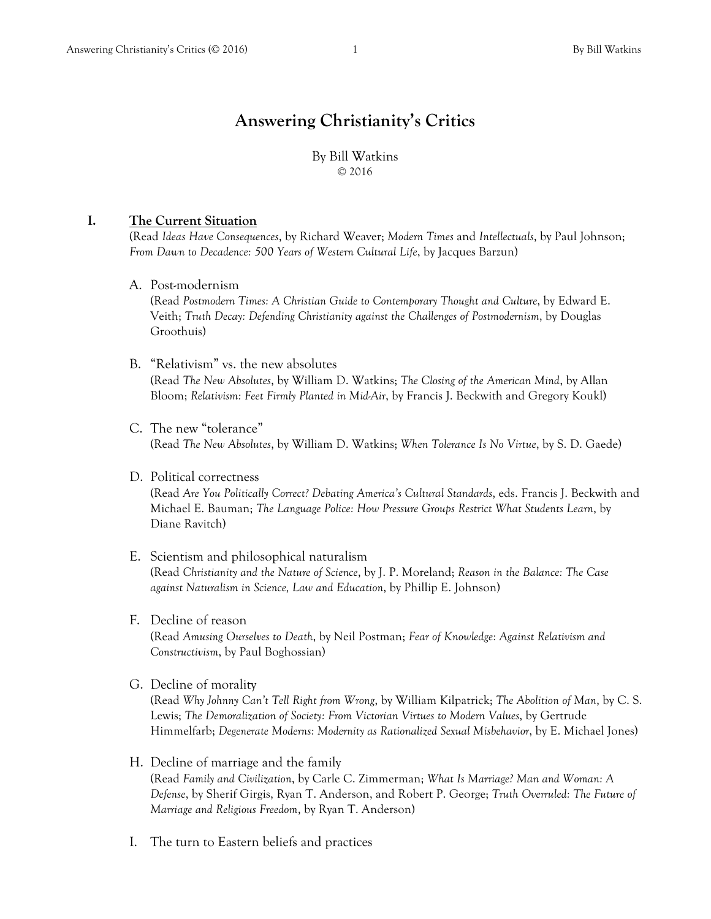# Answering Christianity's Critics

By Bill Watkins
© 2016

## I. The Current Situation

(Read *Ideas Have Consequences*, by Richard Weaver; *Modern Times* and *Intellectuals*, by Paul Johnson; *From Dawn to Decadence: 500 Years of Western Cultural Life*, by Jacques Barzun)

A. Post-modernism
(Read *Postmodern Times: A Christian Guide to Contemporary Thought and Culture*, by Edward E. Veith; *Truth Decay: Defending Christianity against the Challenges of Postmodernism*, by Douglas Groothuis)

B. "Relativism" vs. the new absolutes
(Read *The New Absolutes*, by William D. Watkins; *The Closing of the American Mind*, by Allan Bloom; *Relativism: Feet Firmly Planted in Mid-Air*, by Francis J. Beckwith and Gregory Koukl)

C. The new "tolerance"
(Read *The New Absolutes*, by William D. Watkins; *When Tolerance Is No Virtue*, by S. D. Gaede)

D. Political correctness
(Read *Are You Politically Correct? Debating America's Cultural Standards*, eds. Francis J. Beckwith and Michael E. Bauman; *The Language Police: How Pressure Groups Restrict What Students Learn*, by Diane Ravitch)

E. Scientism and philosophical naturalism
(Read *Christianity and the Nature of Science*, by J. P. Moreland; *Reason in the Balance: The Case against Naturalism in Science, Law and Education*, by Phillip E. Johnson)

F. Decline of reason
(Read *Amusing Ourselves to Death*, by Neil Postman; *Fear of Knowledge: Against Relativism and Constructivism*, by Paul Boghossian)

G. Decline of morality
(Read *Why Johnny Can't Tell Right from Wrong*, by William Kilpatrick; *The Abolition of Man*, by C. S. Lewis; *The Demoralization of Society: From Victorian Virtues to Modern Values*, by Gertrude Himmelfarb; *Degenerate Moderns: Modernity as Rationalized Sexual Misbehavior*, by E. Michael Jones)

H. Decline of marriage and the family
(Read *Family and Civilization*, by Carle C. Zimmerman; *What Is Marriage? Man and Woman: A Defense*, by Sherif Girgis, Ryan T. Anderson, and Robert P. George; *Truth Overruled: The Future of Marriage and Religious Freedom*, by Ryan T. Anderson)

I. The turn to Eastern beliefs and practices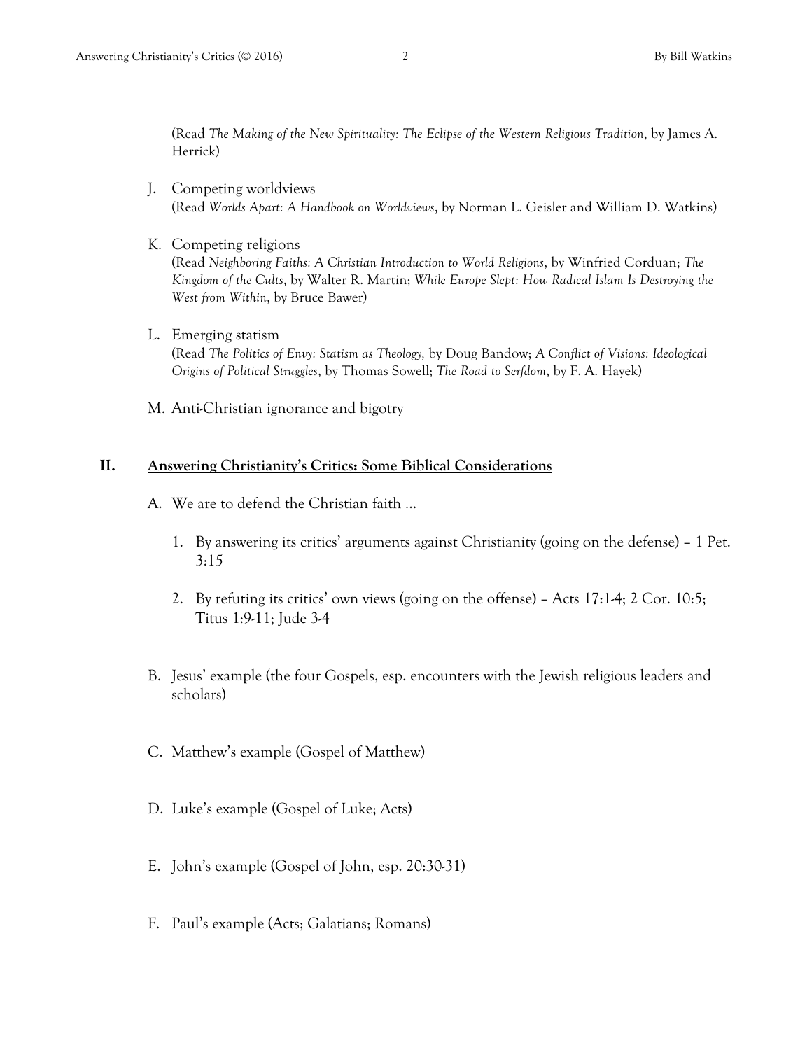(Read *The Making of the New Spirituality: The Eclipse of the Western Religious Tradition*, by James A. Herrick)

J. Competing worldviews
(Read *Worlds Apart: A Handbook on Worldviews*, by Norman L. Geisler and William D. Watkins)

K. Competing religions
(Read *Neighboring Faiths: A Christian Introduction to World Religions*, by Winfried Corduan; *The Kingdom of the Cults*, by Walter R. Martin; *While Europe Slept: How Radical Islam Is Destroying the West from Within*, by Bruce Bawer)

L. Emerging statism
(Read *The Politics of Envy: Statism as Theology,* by Doug Bandow; *A Conflict of Visions: Ideological Origins of Political Struggles*, by Thomas Sowell; *The Road to Serfdom*, by F. A. Hayek)

M. Anti-Christian ignorance and bigotry

## II. <u>Answering Christianity's Critics: Some Biblical Considerations</u>

A. We are to defend the Christian faith …

1. By answering its critics' arguments against Christianity (going on the defense) – 1 Pet. 3:15

2. By refuting its critics' own views (going on the offense) – Acts 17:1-4; 2 Cor. 10:5; Titus 1:9-11; Jude 3-4

B. Jesus' example (the four Gospels, esp. encounters with the Jewish religious leaders and scholars)

C. Matthew's example (Gospel of Matthew)

D. Luke's example (Gospel of Luke; Acts)

E. John's example (Gospel of John, esp. 20:30-31)

F. Paul's example (Acts; Galatians; Romans)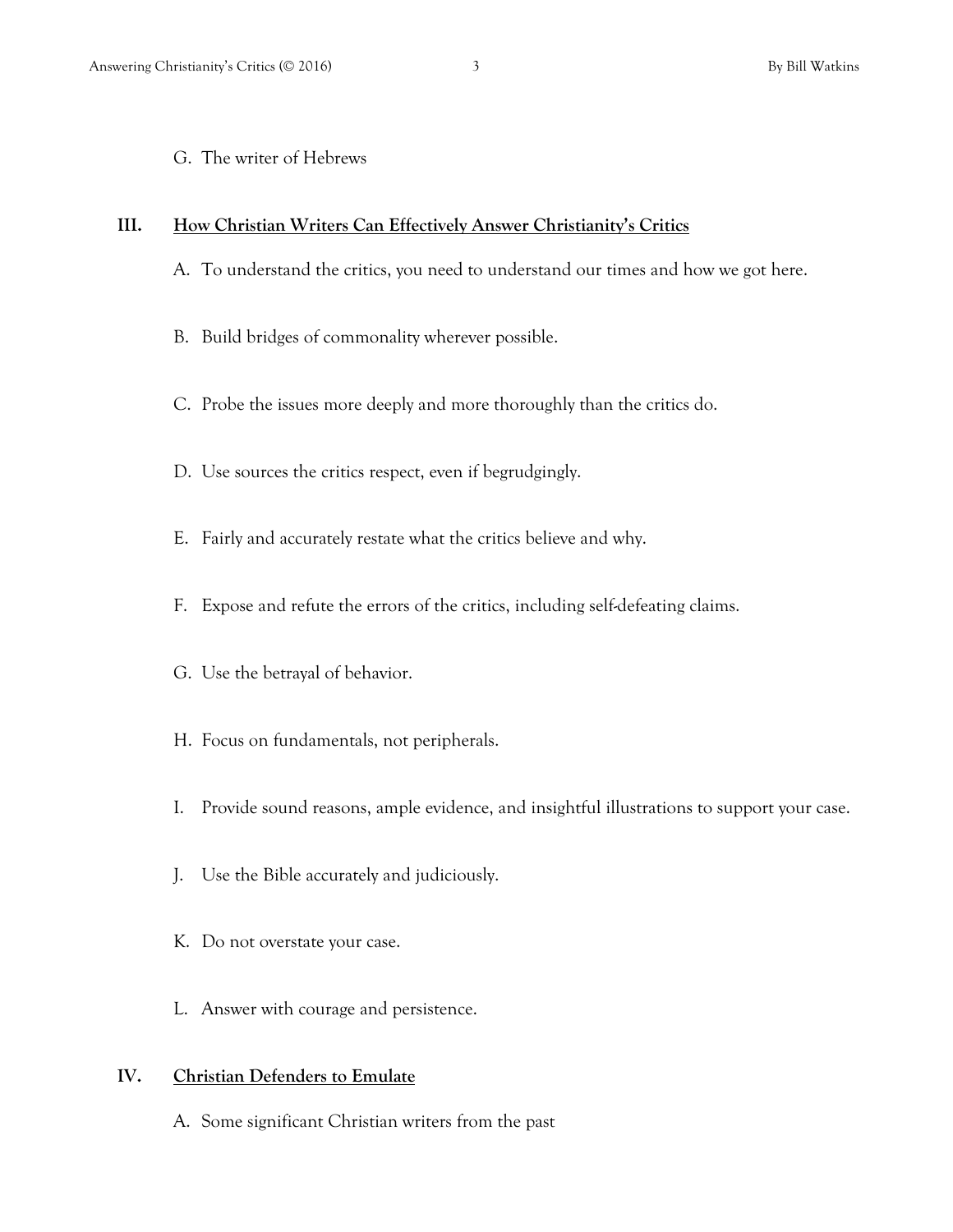G. The writer of Hebrews

## III. <u>How Christian Writers Can Effectively Answer Christianity's Critics</u>

A. To understand the critics, you need to understand our times and how we got here.

B. Build bridges of commonality wherever possible.

C. Probe the issues more deeply and more thoroughly than the critics do.

D. Use sources the critics respect, even if begrudgingly.

E. Fairly and accurately restate what the critics believe and why.

F. Expose and refute the errors of the critics, including self-defeating claims.

G. Use the betrayal of behavior.

H. Focus on fundamentals, not peripherals.

I. Provide sound reasons, ample evidence, and insightful illustrations to support your case.

J. Use the Bible accurately and judiciously.

K. Do not overstate your case.

L. Answer with courage and persistence.

## IV. <u>Christian Defenders to Emulate</u>

A. Some significant Christian writers from the past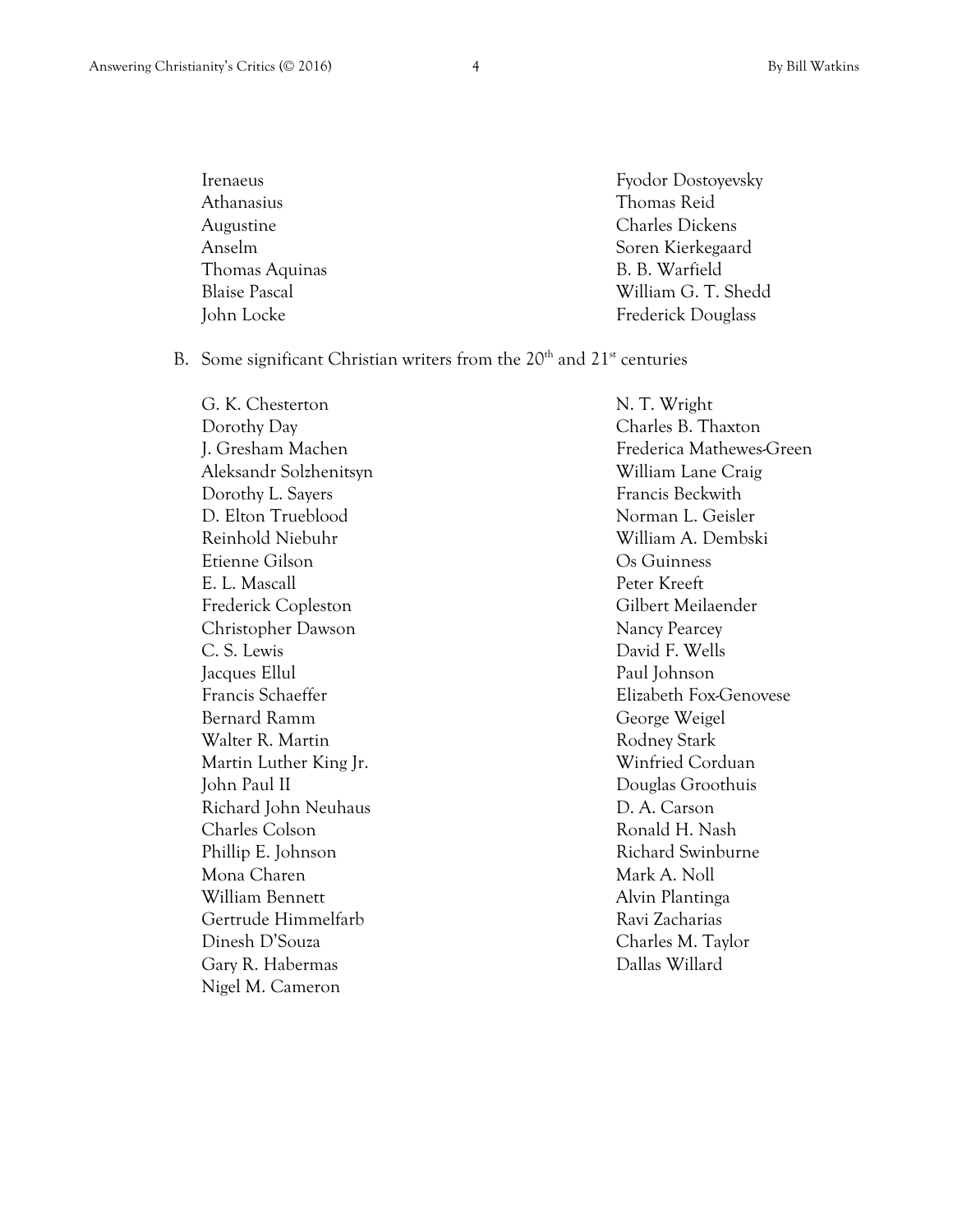Irenaeus
Athanasius
Augustine
Anselm
Thomas Aquinas
Blaise Pascal
John Locke
Fyodor Dostoyevsky
Thomas Reid
Charles Dickens
Soren Kierkegaard
B. B. Warfield
William G. T. Shedd
Frederick Douglass

B. Some significant Christian writers from the 20th and 21st centuries

G. K. Chesterton
Dorothy Day
J. Gresham Machen
Aleksandr Solzhenitsyn
Dorothy L. Sayers
D. Elton Trueblood
Reinhold Niebuhr
Etienne Gilson
E. L. Mascall
Frederick Copleston
Christopher Dawson
C. S. Lewis
Jacques Ellul
Francis Schaeffer
Bernard Ramm
Walter R. Martin
Martin Luther King Jr.
John Paul II
Richard John Neuhaus
Charles Colson
Phillip E. Johnson
Mona Charen
William Bennett
Gertrude Himmelfarb
Dinesh D'Souza
Gary R. Habermas
Nigel M. Cameron
N. T. Wright
Charles B. Thaxton
Frederica Mathewes-Green
William Lane Craig
Francis Beckwith
Norman L. Geisler
William A. Dembski
Os Guinness
Peter Kreeft
Gilbert Meilaender
Nancy Pearcey
David F. Wells
Paul Johnson
Elizabeth Fox-Genovese
George Weigel
Rodney Stark
Winfried Corduan
Douglas Groothuis
D. A. Carson
Ronald H. Nash
Richard Swinburne
Mark A. Noll
Alvin Plantinga
Ravi Zacharias
Charles M. Taylor
Dallas Willard